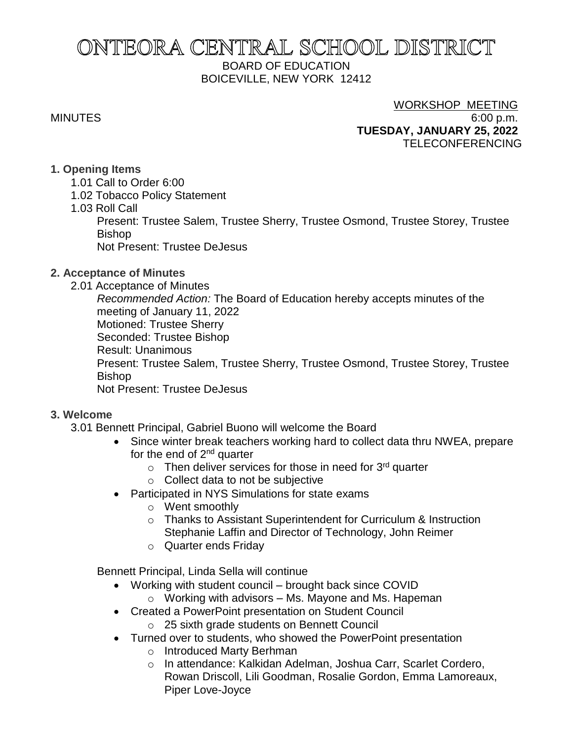# ONTEORA CENTRAL SCHOOL DISTRICT

BOARD OF EDUCATION
BOICEVILLE, NEW YORK 12412

MINUTES

WORKSHOP MEETING
6:00 p.m.
**TUESDAY, JANUARY 25, 2022**
TELECONFERENCING

**1. Opening Items**

1.01 Call to Order 6:00

1.02 Tobacco Policy Statement

1.03 Roll Call

Present: Trustee Salem, Trustee Sherry, Trustee Osmond, Trustee Storey, Trustee Bishop
Not Present: Trustee DeJesus

**2. Acceptance of Minutes**

2.01 Acceptance of Minutes

*Recommended Action:* The Board of Education hereby accepts minutes of the meeting of January 11, 2022
Motioned: Trustee Sherry
Seconded: Trustee Bishop
Result: Unanimous
Present: Trustee Salem, Trustee Sherry, Trustee Osmond, Trustee Storey, Trustee Bishop
Not Present: Trustee DeJesus

**3. Welcome**

3.01 Bennett Principal, Gabriel Buono will welcome the Board

- Since winter break teachers working hard to collect data thru NWEA, prepare for the end of 2nd quarter
  - Then deliver services for those in need for 3rd quarter
  - Collect data to not be subjective
- Participated in NYS Simulations for state exams
  - Went smoothly
  - Thanks to Assistant Superintendent for Curriculum & Instruction Stephanie Laffin and Director of Technology, John Reimer
  - Quarter ends Friday

Bennett Principal, Linda Sella will continue

- Working with student council – brought back since COVID
  - Working with advisors – Ms. Mayone and Ms. Hapeman
- Created a PowerPoint presentation on Student Council
  - 25 sixth grade students on Bennett Council
- Turned over to students, who showed the PowerPoint presentation
  - Introduced Marty Berhman
  - In attendance: Kalkidan Adelman, Joshua Carr, Scarlet Cordero, Rowan Driscoll, Lili Goodman, Rosalie Gordon, Emma Lamoreaux, Piper Love-Joyce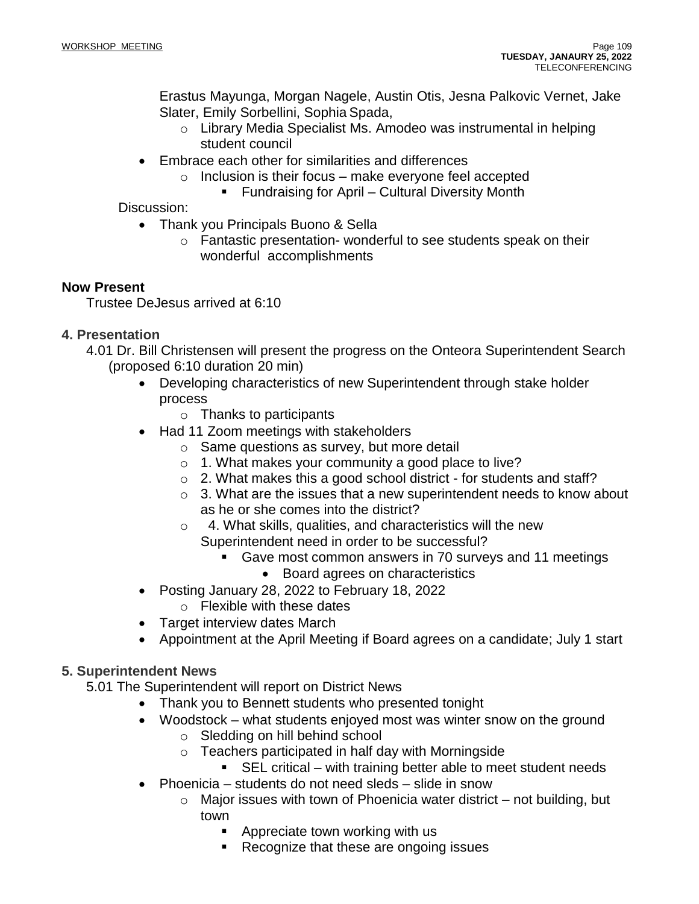Erastus Mayunga, Morgan Nagele, Austin Otis, Jesna Palkovic Vernet, Jake Slater, Emily Sorbellini, Sophia Spada,

- Library Media Specialist Ms. Amodeo was instrumental in helping student council

- Embrace each other for similarities and differences
  - Inclusion is their focus – make everyone feel accepted
    - Fundraising for April – Cultural Diversity Month

Discussion:

- Thank you Principals Buono & Sella
  - Fantastic presentation- wonderful to see students speak on their wonderful accomplishments

**Now Present**

Trustee DeJesus arrived at 6:10

## 4. Presentation

4.01 Dr. Bill Christensen will present the progress on the Onteora Superintendent Search (proposed 6:10 duration 20 min)

- Developing characteristics of new Superintendent through stake holder process
  - Thanks to participants
- Had 11 Zoom meetings with stakeholders
  - Same questions as survey, but more detail
  - 1. What makes your community a good place to live?
  - 2. What makes this a good school district - for students and staff?
  - 3. What are the issues that a new superintendent needs to know about as he or she comes into the district?
  - 4. What skills, qualities, and characteristics will the new Superintendent need in order to be successful?
    - Gave most common answers in 70 surveys and 11 meetings
      - Board agrees on characteristics
- Posting January 28, 2022 to February 18, 2022
  - Flexible with these dates
- Target interview dates March
- Appointment at the April Meeting if Board agrees on a candidate; July 1 start

## 5. Superintendent News

5.01 The Superintendent will report on District News

- Thank you to Bennett students who presented tonight
- Woodstock – what students enjoyed most was winter snow on the ground
  - Sledding on hill behind school
  - Teachers participated in half day with Morningside
    - SEL critical – with training better able to meet student needs
- Phoenicia – students do not need sleds – slide in snow
  - Major issues with town of Phoenicia water district – not building, but town
    - Appreciate town working with us
    - Recognize that these are ongoing issues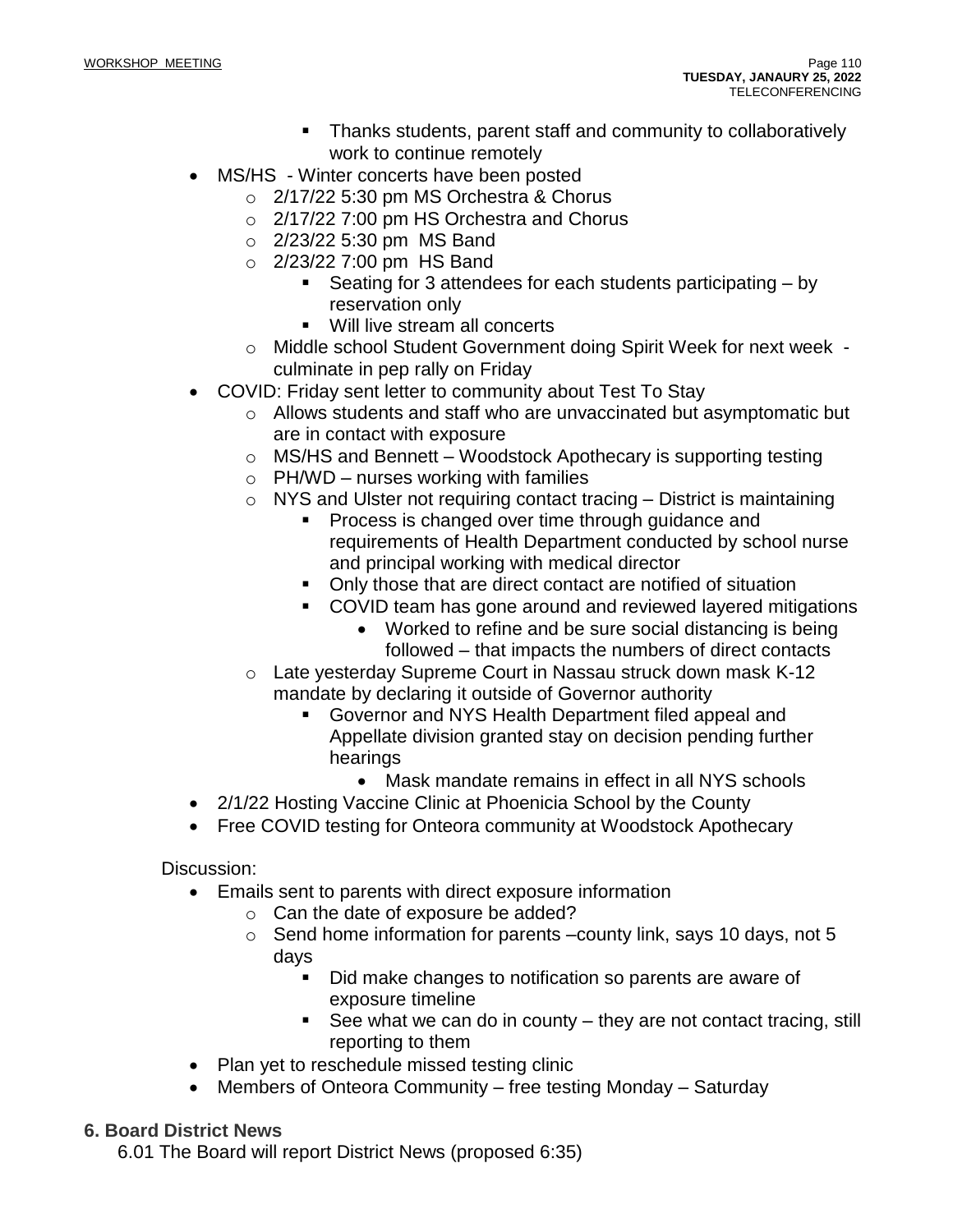- Thanks students, parent staff and community to collaboratively work to continue remotely
- MS/HS - Winter concerts have been posted
  - 2/17/22 5:30 pm MS Orchestra & Chorus
  - 2/17/22 7:00 pm HS Orchestra and Chorus
  - 2/23/22 5:30 pm MS Band
  - 2/23/22 7:00 pm HS Band
    - Seating for 3 attendees for each students participating – by reservation only
    - Will live stream all concerts
  - Middle school Student Government doing Spirit Week for next week - culminate in pep rally on Friday
- COVID: Friday sent letter to community about Test To Stay
  - Allows students and staff who are unvaccinated but asymptomatic but are in contact with exposure
  - MS/HS and Bennett – Woodstock Apothecary is supporting testing
  - PH/WD – nurses working with families
  - NYS and Ulster not requiring contact tracing – District is maintaining
    - Process is changed over time through guidance and requirements of Health Department conducted by school nurse and principal working with medical director
    - Only those that are direct contact are notified of situation
    - COVID team has gone around and reviewed layered mitigations
      - Worked to refine and be sure social distancing is being followed – that impacts the numbers of direct contacts
  - Late yesterday Supreme Court in Nassau struck down mask K-12 mandate by declaring it outside of Governor authority
    - Governor and NYS Health Department filed appeal and Appellate division granted stay on decision pending further hearings
      - Mask mandate remains in effect in all NYS schools
- 2/1/22 Hosting Vaccine Clinic at Phoenicia School by the County
- Free COVID testing for Onteora community at Woodstock Apothecary

Discussion:

- Emails sent to parents with direct exposure information
  - Can the date of exposure be added?
  - Send home information for parents –county link, says 10 days, not 5 days
    - Did make changes to notification so parents are aware of exposure timeline
    - See what we can do in county – they are not contact tracing, still reporting to them
- Plan yet to reschedule missed testing clinic
- Members of Onteora Community – free testing Monday – Saturday

## 6. Board District News

6.01 The Board will report District News (proposed 6:35)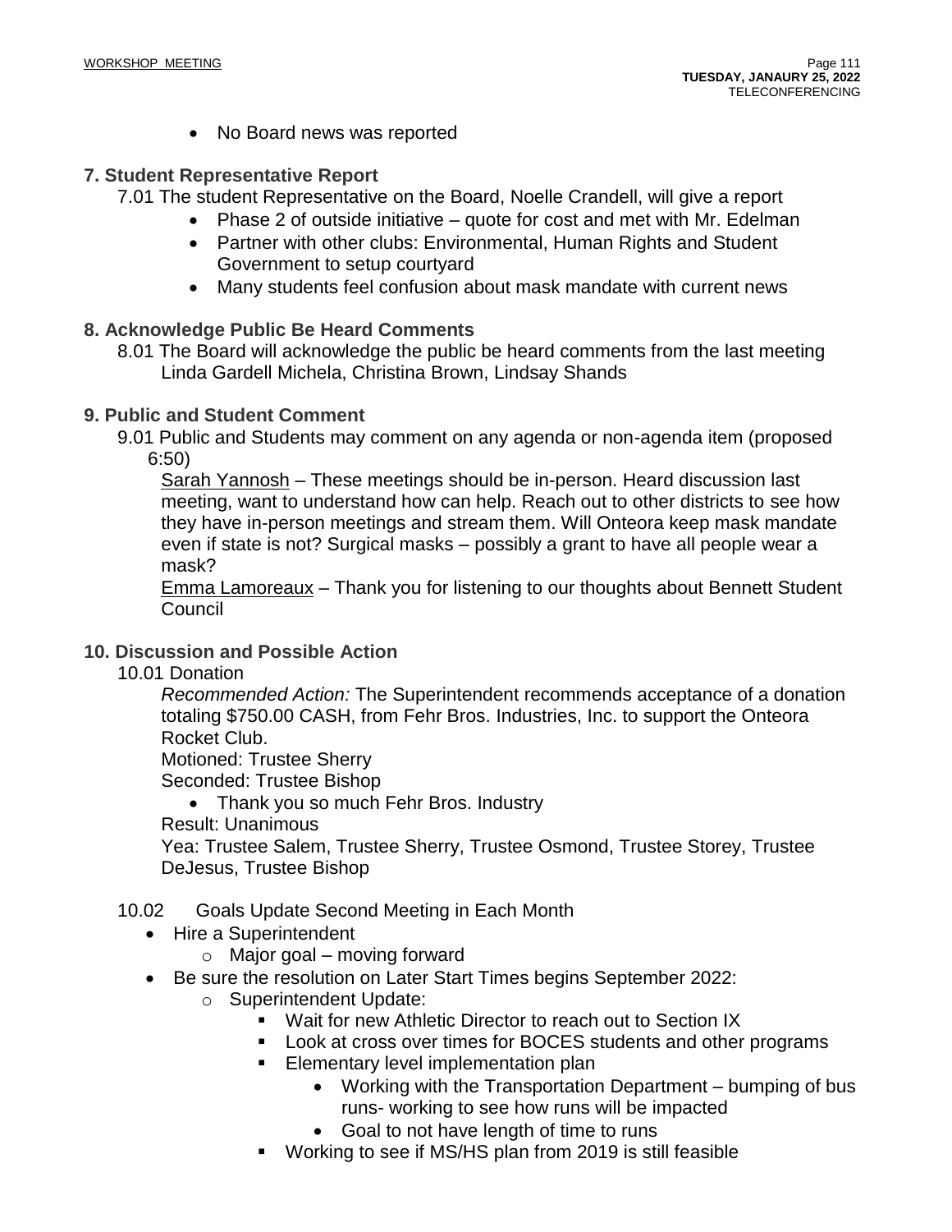- No Board news was reported

## 7. Student Representative Report

7.01 The student Representative on the Board, Noelle Crandell, will give a report

- Phase 2 of outside initiative – quote for cost and met with Mr. Edelman
- Partner with other clubs: Environmental, Human Rights and Student Government to setup courtyard
- Many students feel confusion about mask mandate with current news

## 8. Acknowledge Public Be Heard Comments

8.01 The Board will acknowledge the public be heard comments from the last meeting
Linda Gardell Michela, Christina Brown, Lindsay Shands

## 9. Public and Student Comment

9.01 Public and Students may comment on any agenda or non-agenda item (proposed 6:50)

Sarah Yannosh – These meetings should be in-person. Heard discussion last meeting, want to understand how can help. Reach out to other districts to see how they have in-person meetings and stream them. Will Onteora keep mask mandate even if state is not? Surgical masks – possibly a grant to have all people wear a mask?

Emma Lamoreaux – Thank you for listening to our thoughts about Bennett Student Council

## 10. Discussion and Possible Action

10.01 Donation

*Recommended Action:* The Superintendent recommends acceptance of a donation totaling $750.00 CASH, from Fehr Bros. Industries, Inc. to support the Onteora Rocket Club.

Motioned: Trustee Sherry
Seconded: Trustee Bishop

- Thank you so much Fehr Bros. Industry

Result: Unanimous
Yea: Trustee Salem, Trustee Sherry, Trustee Osmond, Trustee Storey, Trustee DeJesus, Trustee Bishop

10.02 Goals Update Second Meeting in Each Month

- Hire a Superintendent
  - Major goal – moving forward
- Be sure the resolution on Later Start Times begins September 2022:
  - Superintendent Update:
    - Wait for new Athletic Director to reach out to Section IX
    - Look at cross over times for BOCES students and other programs
    - Elementary level implementation plan
      - Working with the Transportation Department – bumping of bus runs- working to see how runs will be impacted
      - Goal to not have length of time to runs
    - Working to see if MS/HS plan from 2019 is still feasible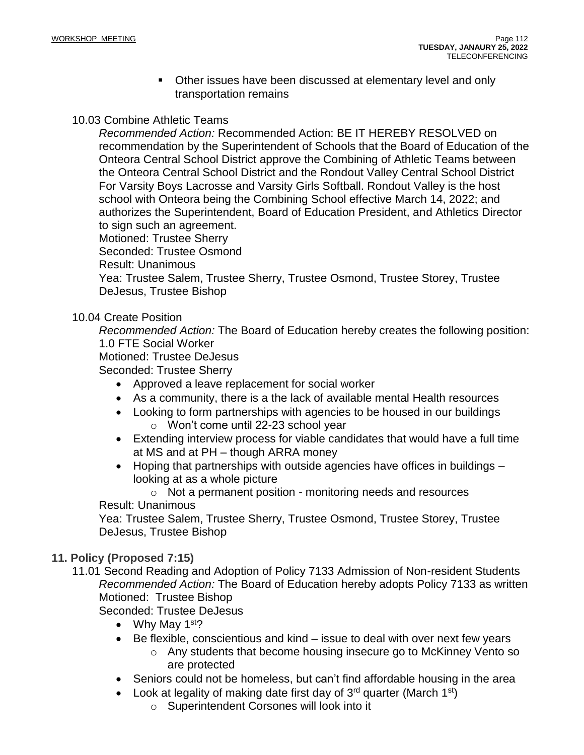- Other issues have been discussed at elementary level and only transportation remains

10.03 Combine Athletic Teams

*Recommended Action:* Recommended Action: BE IT HEREBY RESOLVED on recommendation by the Superintendent of Schools that the Board of Education of the Onteora Central School District approve the Combining of Athletic Teams between the Onteora Central School District and the Rondout Valley Central School District For Varsity Boys Lacrosse and Varsity Girls Softball. Rondout Valley is the host school with Onteora being the Combining School effective March 14, 2022; and authorizes the Superintendent, Board of Education President, and Athletics Director to sign such an agreement.
Motioned: Trustee Sherry
Seconded: Trustee Osmond
Result: Unanimous
Yea: Trustee Salem, Trustee Sherry, Trustee Osmond, Trustee Storey, Trustee DeJesus, Trustee Bishop

10.04 Create Position

*Recommended Action:* The Board of Education hereby creates the following position: 1.0 FTE Social Worker
Motioned: Trustee DeJesus
Seconded: Trustee Sherry

- Approved a leave replacement for social worker
- As a community, there is a the lack of available mental Health resources
- Looking to form partnerships with agencies to be housed in our buildings
  - Won't come until 22-23 school year
- Extending interview process for viable candidates that would have a full time at MS and at PH – though ARRA money
- Hoping that partnerships with outside agencies have offices in buildings – looking at as a whole picture
  - Not a permanent position - monitoring needs and resources

Result: Unanimous
Yea: Trustee Salem, Trustee Sherry, Trustee Osmond, Trustee Storey, Trustee DeJesus, Trustee Bishop

**11. Policy (Proposed 7:15)**

11.01 Second Reading and Adoption of Policy 7133 Admission of Non-resident Students

*Recommended Action:* The Board of Education hereby adopts Policy 7133 as written
Motioned: Trustee Bishop
Seconded: Trustee DeJesus

- Why May 1st?
- Be flexible, conscientious and kind – issue to deal with over next few years
  - Any students that become housing insecure go to McKinney Vento so are protected
- Seniors could not be homeless, but can't find affordable housing in the area
- Look at legality of making date first day of 3rd quarter (March 1st)
  - Superintendent Corsones will look into it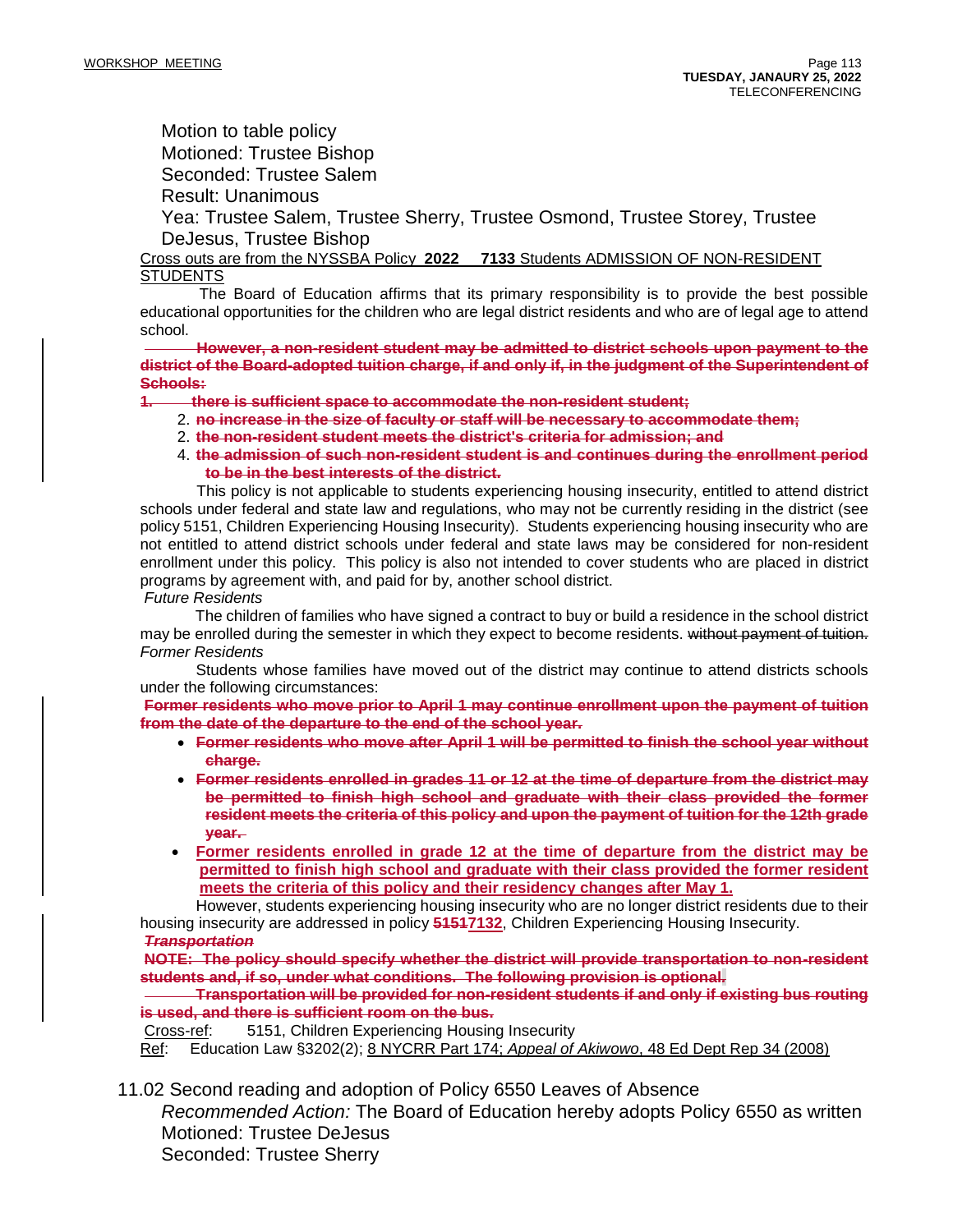Motion to table policy
Motioned: Trustee Bishop
Seconded: Trustee Salem
Result: Unanimous
Yea: Trustee Salem, Trustee Sherry, Trustee Osmond, Trustee Storey, Trustee DeJesus, Trustee Bishop

Cross outs are from the NYSSBA Policy **2022** **7133** Students ADMISSION OF NON-RESIDENT STUDENTS

The Board of Education affirms that its primary responsibility is to provide the best possible educational opportunities for the children who are legal district residents and who are of legal age to attend school.

~~**However, a non-resident student may be admitted to district schools upon payment to the district of the Board-adopted tuition charge, if and only if, in the judgment of the Superintendent of Schools:**~~

~~**1. there is sufficient space to accommodate the non-resident student;**~~
~~**2. no increase in the size of faculty or staff will be necessary to accommodate them;**~~
~~**2. the non-resident student meets the district's criteria for admission; and**~~
~~**4. the admission of such non-resident student is and continues during the enrollment period to be in the best interests of the district.**~~

This policy is not applicable to students experiencing housing insecurity, entitled to attend district schools under federal and state law and regulations, who may not be currently residing in the district (see policy 5151, Children Experiencing Housing Insecurity). Students experiencing housing insecurity who are not entitled to attend district schools under federal and state laws may be considered for non-resident enrollment under this policy. This policy is also not intended to cover students who are placed in district programs by agreement with, and paid for by, another school district.

*Future Residents*

The children of families who have signed a contract to buy or build a residence in the school district may be enrolled during the semester in which they expect to become residents. ~~without payment of tuition.~~

*Former Residents*

Students whose families have moved out of the district may continue to attend districts schools under the following circumstances:

~~**Former residents who move prior to April 1 may continue enrollment upon the payment of tuition from the date of the departure to the end of the school year.**~~

- ~~**Former residents who move after April 1 will be permitted to finish the school year without charge.**~~
- ~~**Former residents enrolled in grades 11 or 12 at the time of departure from the district may be permitted to finish high school and graduate with their class provided the former resident meets the criteria of this policy and upon the payment of tuition for the 12th grade year.**~~
- **Former residents enrolled in grade 12 at the time of departure from the district may be permitted to finish high school and graduate with their class provided the former resident meets the criteria of this policy and their residency changes after May 1.**

However, students experiencing housing insecurity who are no longer district residents due to their housing insecurity are addressed in policy ~~**5151**~~7132, Children Experiencing Housing Insecurity.

~~***Transportation***~~

~~**NOTE: The policy should specify whether the district will provide transportation to non-resident students and, if so, under what conditions. The following provision is optional.**~~

~~**Transportation will be provided for non-resident students if and only if existing bus routing is used, and there is sufficient room on the bus.**~~

Cross-ref: 5151, Children Experiencing Housing Insecurity

Ref: Education Law §3202(2); 8 NYCRR Part 174; *Appeal of Akiwowo*, 48 Ed Dept Rep 34 (2008)

11.02 Second reading and adoption of Policy 6550 Leaves of Absence

*Recommended Action:* The Board of Education hereby adopts Policy 6550 as written
Motioned: Trustee DeJesus
Seconded: Trustee Sherry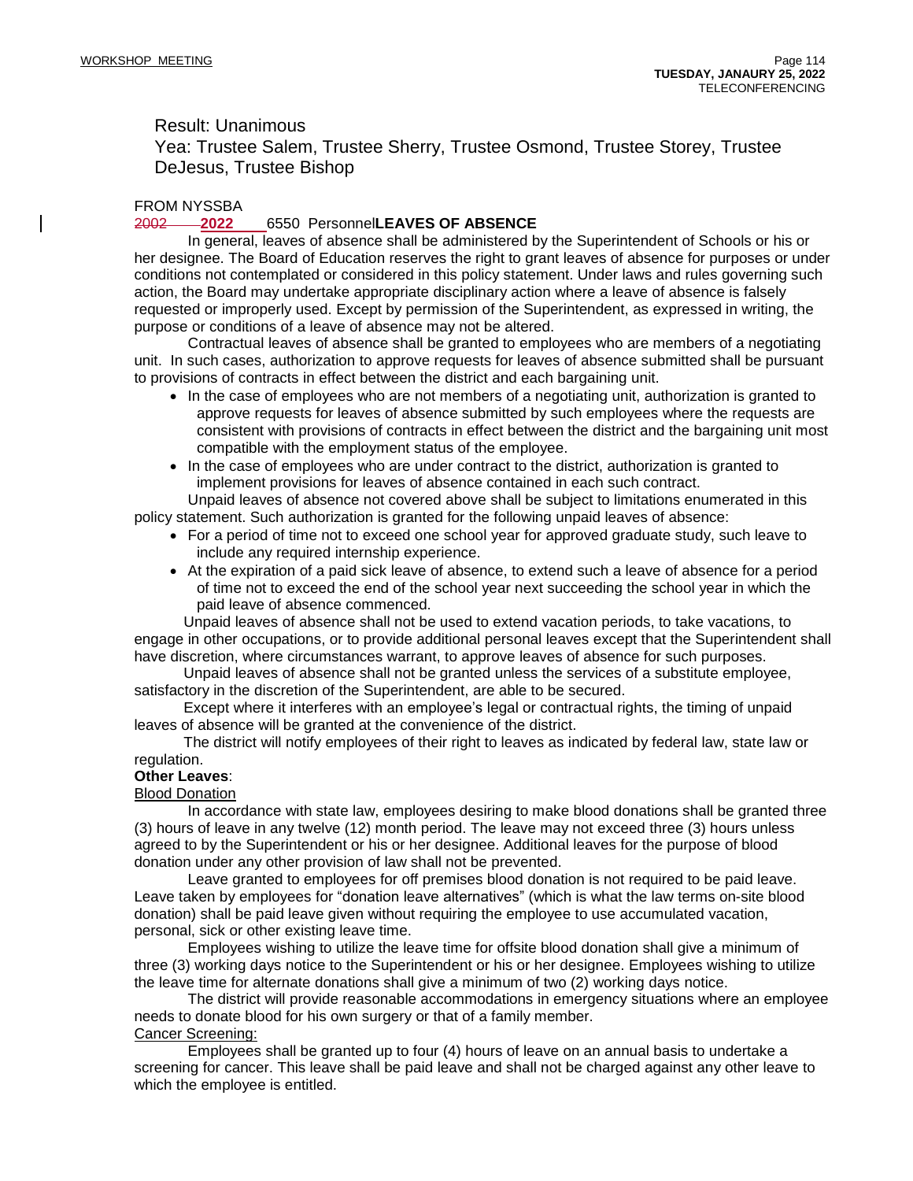Result: Unanimous

Yea: Trustee Salem, Trustee Sherry, Trustee Osmond, Trustee Storey, Trustee DeJesus, Trustee Bishop

FROM NYSSBA

~~2002~~ **2022** 6550 Personnel **LEAVES OF ABSENCE**

In general, leaves of absence shall be administered by the Superintendent of Schools or his or her designee. The Board of Education reserves the right to grant leaves of absence for purposes or under conditions not contemplated or considered in this policy statement. Under laws and rules governing such action, the Board may undertake appropriate disciplinary action where a leave of absence is falsely requested or improperly used. Except by permission of the Superintendent, as expressed in writing, the purpose or conditions of a leave of absence may not be altered.

Contractual leaves of absence shall be granted to employees who are members of a negotiating unit. In such cases, authorization to approve requests for leaves of absence submitted shall be pursuant to provisions of contracts in effect between the district and each bargaining unit.

- In the case of employees who are not members of a negotiating unit, authorization is granted to approve requests for leaves of absence submitted by such employees where the requests are consistent with provisions of contracts in effect between the district and the bargaining unit most compatible with the employment status of the employee.
- In the case of employees who are under contract to the district, authorization is granted to implement provisions for leaves of absence contained in each such contract.

Unpaid leaves of absence not covered above shall be subject to limitations enumerated in this policy statement. Such authorization is granted for the following unpaid leaves of absence:

- For a period of time not to exceed one school year for approved graduate study, such leave to include any required internship experience.
- At the expiration of a paid sick leave of absence, to extend such a leave of absence for a period of time not to exceed the end of the school year next succeeding the school year in which the paid leave of absence commenced.

Unpaid leaves of absence shall not be used to extend vacation periods, to take vacations, to engage in other occupations, or to provide additional personal leaves except that the Superintendent shall have discretion, where circumstances warrant, to approve leaves of absence for such purposes.

Unpaid leaves of absence shall not be granted unless the services of a substitute employee, satisfactory in the discretion of the Superintendent, are able to be secured.

Except where it interferes with an employee's legal or contractual rights, the timing of unpaid leaves of absence will be granted at the convenience of the district.

The district will notify employees of their right to leaves as indicated by federal law, state law or regulation.

**Other Leaves**:

Blood Donation

In accordance with state law, employees desiring to make blood donations shall be granted three (3) hours of leave in any twelve (12) month period. The leave may not exceed three (3) hours unless agreed to by the Superintendent or his or her designee. Additional leaves for the purpose of blood donation under any other provision of law shall not be prevented.

Leave granted to employees for off premises blood donation is not required to be paid leave. Leave taken by employees for "donation leave alternatives" (which is what the law terms on-site blood donation) shall be paid leave given without requiring the employee to use accumulated vacation, personal, sick or other existing leave time.

Employees wishing to utilize the leave time for offsite blood donation shall give a minimum of three (3) working days notice to the Superintendent or his or her designee. Employees wishing to utilize the leave time for alternate donations shall give a minimum of two (2) working days notice.

The district will provide reasonable accommodations in emergency situations where an employee needs to donate blood for his own surgery or that of a family member.

Cancer Screening:

Employees shall be granted up to four (4) hours of leave on an annual basis to undertake a screening for cancer. This leave shall be paid leave and shall not be charged against any other leave to which the employee is entitled.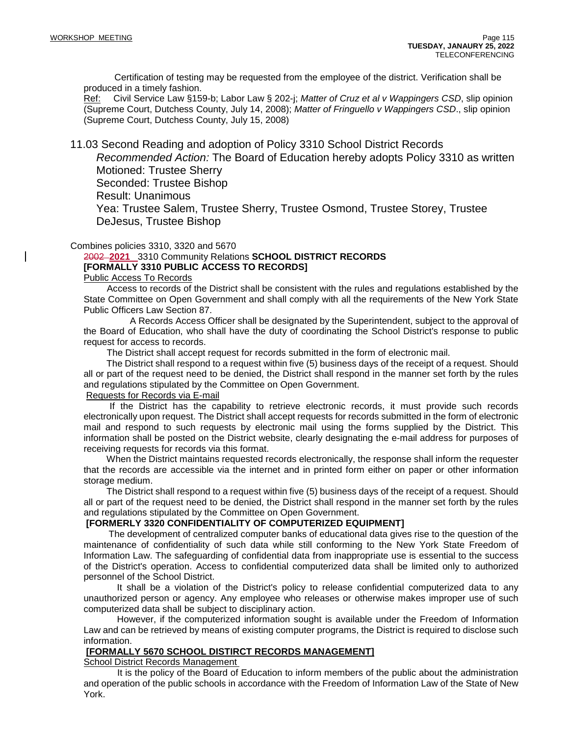Certification of testing may be requested from the employee of the district. Verification shall be produced in a timely fashion.

Ref: Civil Service Law §159-b; Labor Law § 202-j; *Matter of Cruz et al v Wappingers CSD*, slip opinion (Supreme Court, Dutchess County, July 14, 2008); *Matter of Fringuello v Wappingers CSD*., slip opinion (Supreme Court, Dutchess County, July 15, 2008)

11.03 Second Reading and adoption of Policy 3310 School District Records

*Recommended Action:* The Board of Education hereby adopts Policy 3310 as written

Motioned: Trustee Sherry

Seconded: Trustee Bishop

Result: Unanimous

Yea: Trustee Salem, Trustee Sherry, Trustee Osmond, Trustee Storey, Trustee DeJesus, Trustee Bishop

Combines policies 3310, 3320 and 5670

~~2002~~ **2021** 3310 Community Relations **SCHOOL DISTRICT RECORDS**

**[FORMALLY 3310 PUBLIC ACCESS TO RECORDS]**

Public Access To Records

Access to records of the District shall be consistent with the rules and regulations established by the State Committee on Open Government and shall comply with all the requirements of the New York State Public Officers Law Section 87.

A Records Access Officer shall be designated by the Superintendent, subject to the approval of the Board of Education, who shall have the duty of coordinating the School District's response to public request for access to records.

The District shall accept request for records submitted in the form of electronic mail.

The District shall respond to a request within five (5) business days of the receipt of a request. Should all or part of the request need to be denied, the District shall respond in the manner set forth by the rules and regulations stipulated by the Committee on Open Government.

Requests for Records via E-mail

If the District has the capability to retrieve electronic records, it must provide such records electronically upon request. The District shall accept requests for records submitted in the form of electronic mail and respond to such requests by electronic mail using the forms supplied by the District. This information shall be posted on the District website, clearly designating the e-mail address for purposes of receiving requests for records via this format.

When the District maintains requested records electronically, the response shall inform the requester that the records are accessible via the internet and in printed form either on paper or other information storage medium.

The District shall respond to a request within five (5) business days of the receipt of a request. Should all or part of the request need to be denied, the District shall respond in the manner set forth by the rules and regulations stipulated by the Committee on Open Government.

**[FORMERLY 3320 CONFIDENTIALITY OF COMPUTERIZED EQUIPMENT]**

The development of centralized computer banks of educational data gives rise to the question of the maintenance of confidentiality of such data while still conforming to the New York State Freedom of Information Law. The safeguarding of confidential data from inappropriate use is essential to the success of the District's operation. Access to confidential computerized data shall be limited only to authorized personnel of the School District.

It shall be a violation of the District's policy to release confidential computerized data to any unauthorized person or agency. Any employee who releases or otherwise makes improper use of such computerized data shall be subject to disciplinary action.

However, if the computerized information sought is available under the Freedom of Information Law and can be retrieved by means of existing computer programs, the District is required to disclose such information.

**[FORMALLY 5670 SCHOOL DISTIRCT RECORDS MANAGEMENT]**

School District Records Management

It is the policy of the Board of Education to inform members of the public about the administration and operation of the public schools in accordance with the Freedom of Information Law of the State of New York.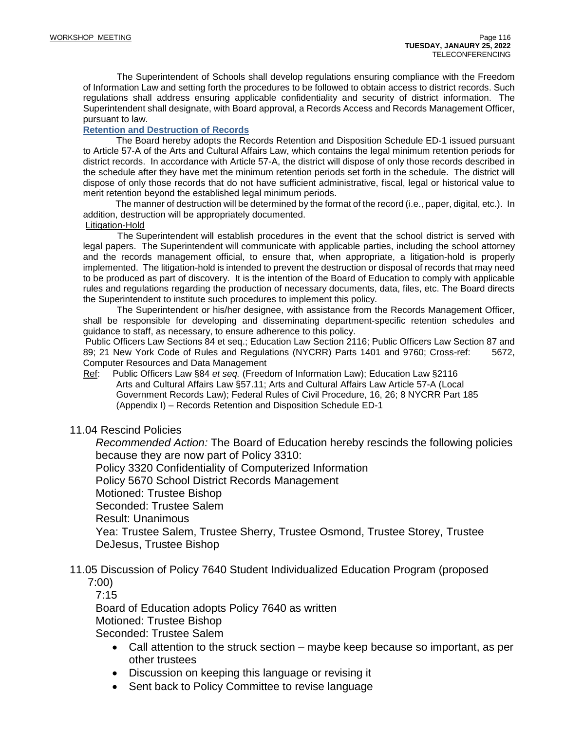The Superintendent of Schools shall develop regulations ensuring compliance with the Freedom of Information Law and setting forth the procedures to be followed to obtain access to district records. Such regulations shall address ensuring applicable confidentiality and security of district information. The Superintendent shall designate, with Board approval, a Records Access and Records Management Officer, pursuant to law.

**Retention and Destruction of Records**

The Board hereby adopts the Records Retention and Disposition Schedule ED-1 issued pursuant to Article 57-A of the Arts and Cultural Affairs Law, which contains the legal minimum retention periods for district records. In accordance with Article 57-A, the district will dispose of only those records described in the schedule after they have met the minimum retention periods set forth in the schedule. The district will dispose of only those records that do not have sufficient administrative, fiscal, legal or historical value to merit retention beyond the established legal minimum periods.

The manner of destruction will be determined by the format of the record (i.e., paper, digital, etc.). In addition, destruction will be appropriately documented.

Litigation-Hold

The Superintendent will establish procedures in the event that the school district is served with legal papers. The Superintendent will communicate with applicable parties, including the school attorney and the records management official, to ensure that, when appropriate, a litigation-hold is properly implemented. The litigation-hold is intended to prevent the destruction or disposal of records that may need to be produced as part of discovery. It is the intention of the Board of Education to comply with applicable rules and regulations regarding the production of necessary documents, data, files, etc. The Board directs the Superintendent to institute such procedures to implement this policy.

The Superintendent or his/her designee, with assistance from the Records Management Officer, shall be responsible for developing and disseminating department-specific retention schedules and guidance to staff, as necessary, to ensure adherence to this policy.

Public Officers Law Sections 84 et seq.; Education Law Section 2116; Public Officers Law Section 87 and 89; 21 New York Code of Rules and Regulations (NYCRR) Parts 1401 and 9760; Cross-ref: 5672, Computer Resources and Data Management

Ref: Public Officers Law §84 *et seq.* (Freedom of Information Law); Education Law §2116
Arts and Cultural Affairs Law §57.11; Arts and Cultural Affairs Law Article 57-A (Local Government Records Law); Federal Rules of Civil Procedure, 16, 26; 8 NYCRR Part 185 (Appendix I) – Records Retention and Disposition Schedule ED-1

11.04 Rescind Policies

*Recommended Action:* The Board of Education hereby rescinds the following policies because they are now part of Policy 3310:
Policy 3320 Confidentiality of Computerized Information
Policy 5670 School District Records Management
Motioned: Trustee Bishop
Seconded: Trustee Salem
Result: Unanimous
Yea: Trustee Salem, Trustee Sherry, Trustee Osmond, Trustee Storey, Trustee DeJesus, Trustee Bishop

11.05 Discussion of Policy 7640 Student Individualized Education Program (proposed 7:00)

7:15
Board of Education adopts Policy 7640 as written
Motioned: Trustee Bishop
Seconded: Trustee Salem

- Call attention to the struck section – maybe keep because so important, as per other trustees
- Discussion on keeping this language or revising it
- Sent back to Policy Committee to revise language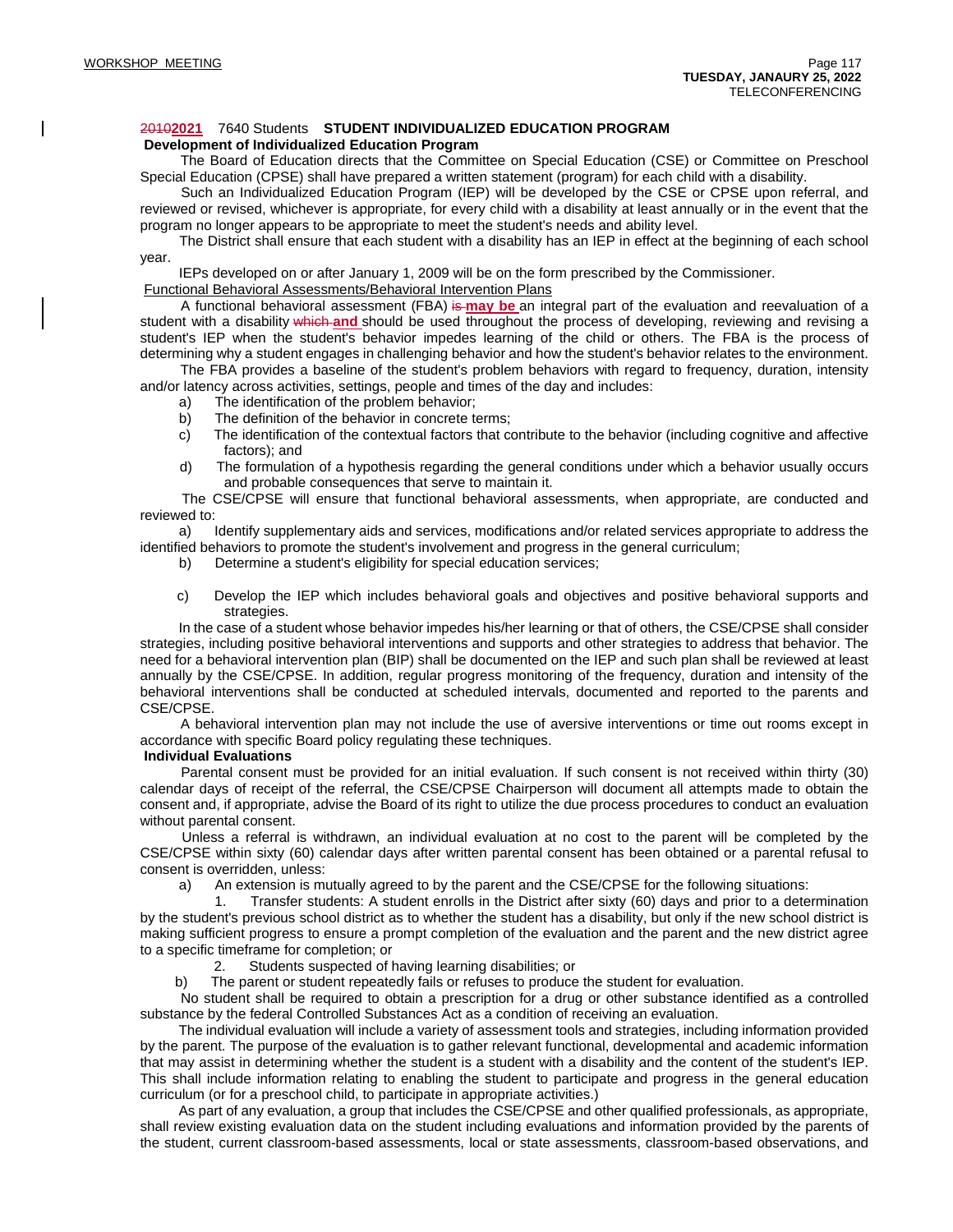~~2010~~**2021** 7640 Students **STUDENT INDIVIDUALIZED EDUCATION PROGRAM**

**Development of Individualized Education Program**

The Board of Education directs that the Committee on Special Education (CSE) or Committee on Preschool Special Education (CPSE) shall have prepared a written statement (program) for each child with a disability.

Such an Individualized Education Program (IEP) will be developed by the CSE or CPSE upon referral, and reviewed or revised, whichever is appropriate, for every child with a disability at least annually or in the event that the program no longer appears to be appropriate to meet the student's needs and ability level.

The District shall ensure that each student with a disability has an IEP in effect at the beginning of each school year.

IEPs developed on or after January 1, 2009 will be on the form prescribed by the Commissioner.

Functional Behavioral Assessments/Behavioral Intervention Plans

A functional behavioral assessment (FBA) ~~is~~ **may be** an integral part of the evaluation and reevaluation of a student with a disability ~~which~~ **and** should be used throughout the process of developing, reviewing and revising a student's IEP when the student's behavior impedes learning of the child or others. The FBA is the process of determining why a student engages in challenging behavior and how the student's behavior relates to the environment.

The FBA provides a baseline of the student's problem behaviors with regard to frequency, duration, intensity and/or latency across activities, settings, people and times of the day and includes:

a) The identification of the problem behavior;

b) The definition of the behavior in concrete terms;

c) The identification of the contextual factors that contribute to the behavior (including cognitive and affective factors); and

d) The formulation of a hypothesis regarding the general conditions under which a behavior usually occurs and probable consequences that serve to maintain it.

The CSE/CPSE will ensure that functional behavioral assessments, when appropriate, are conducted and reviewed to:

a) Identify supplementary aids and services, modifications and/or related services appropriate to address the identified behaviors to promote the student's involvement and progress in the general curriculum;

b) Determine a student's eligibility for special education services;

c) Develop the IEP which includes behavioral goals and objectives and positive behavioral supports and strategies.

In the case of a student whose behavior impedes his/her learning or that of others, the CSE/CPSE shall consider strategies, including positive behavioral interventions and supports and other strategies to address that behavior. The need for a behavioral intervention plan (BIP) shall be documented on the IEP and such plan shall be reviewed at least annually by the CSE/CPSE. In addition, regular progress monitoring of the frequency, duration and intensity of the behavioral interventions shall be conducted at scheduled intervals, documented and reported to the parents and CSE/CPSE.

A behavioral intervention plan may not include the use of aversive interventions or time out rooms except in accordance with specific Board policy regulating these techniques.

**Individual Evaluations**

Parental consent must be provided for an initial evaluation. If such consent is not received within thirty (30) calendar days of receipt of the referral, the CSE/CPSE Chairperson will document all attempts made to obtain the consent and, if appropriate, advise the Board of its right to utilize the due process procedures to conduct an evaluation without parental consent.

Unless a referral is withdrawn, an individual evaluation at no cost to the parent will be completed by the CSE/CPSE within sixty (60) calendar days after written parental consent has been obtained or a parental refusal to consent is overridden, unless:

a) An extension is mutually agreed to by the parent and the CSE/CPSE for the following situations:

1. Transfer students: A student enrolls in the District after sixty (60) days and prior to a determination by the student's previous school district as to whether the student has a disability, but only if the new school district is making sufficient progress to ensure a prompt completion of the evaluation and the parent and the new district agree to a specific timeframe for completion; or

2. Students suspected of having learning disabilities; or

b) The parent or student repeatedly fails or refuses to produce the student for evaluation.

No student shall be required to obtain a prescription for a drug or other substance identified as a controlled substance by the federal Controlled Substances Act as a condition of receiving an evaluation.

The individual evaluation will include a variety of assessment tools and strategies, including information provided by the parent. The purpose of the evaluation is to gather relevant functional, developmental and academic information that may assist in determining whether the student is a student with a disability and the content of the student's IEP. This shall include information relating to enabling the student to participate and progress in the general education curriculum (or for a preschool child, to participate in appropriate activities.)

As part of any evaluation, a group that includes the CSE/CPSE and other qualified professionals, as appropriate, shall review existing evaluation data on the student including evaluations and information provided by the parents of the student, current classroom-based assessments, local or state assessments, classroom-based observations, and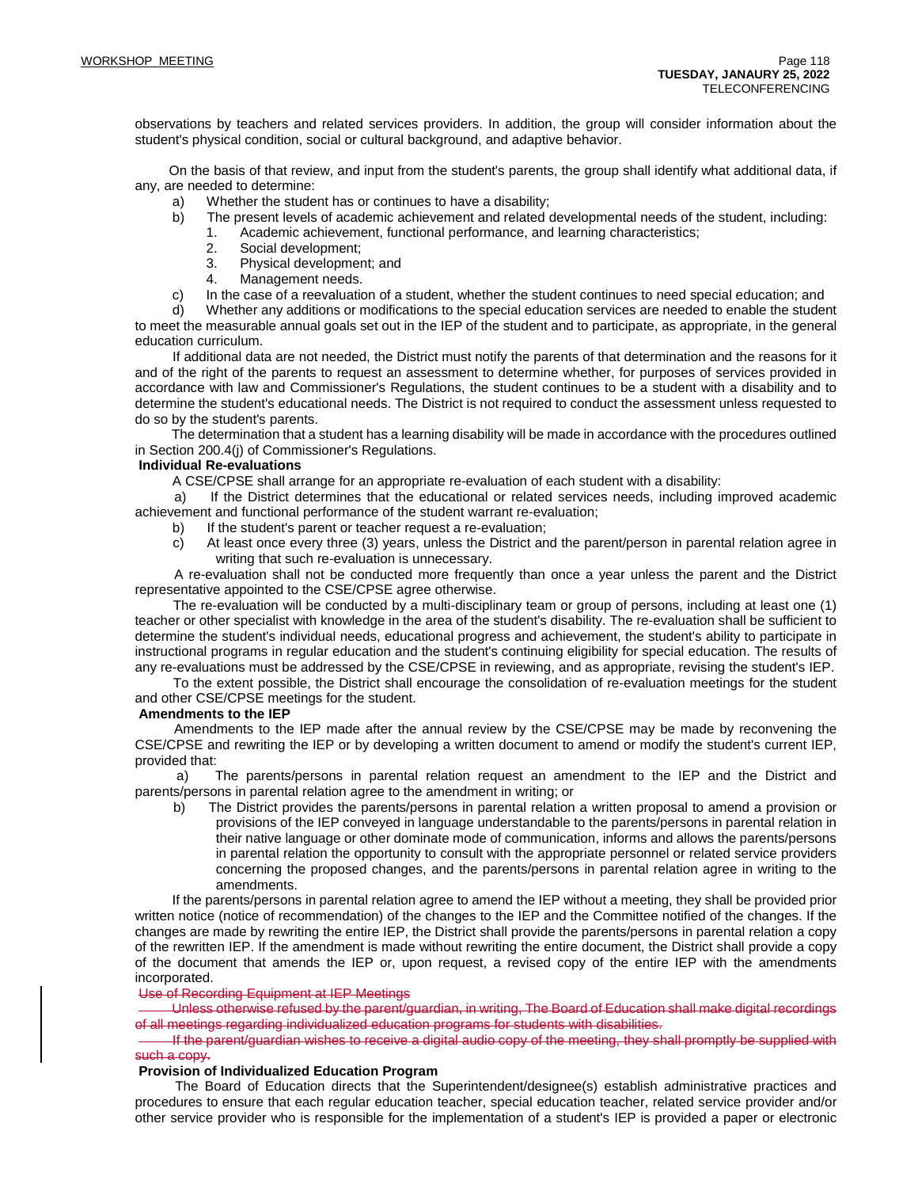observations by teachers and related services providers. In addition, the group will consider information about the student's physical condition, social or cultural background, and adaptive behavior.

On the basis of that review, and input from the student's parents, the group shall identify what additional data, if any, are needed to determine:

a) Whether the student has or continues to have a disability;

b) The present levels of academic achievement and related developmental needs of the student, including:
   1. Academic achievement, functional performance, and learning characteristics;
   2. Social development;
   3. Physical development; and
   4. Management needs.

c) In the case of a reevaluation of a student, whether the student continues to need special education; and

d) Whether any additions or modifications to the special education services are needed to enable the student to meet the measurable annual goals set out in the IEP of the student and to participate, as appropriate, in the general education curriculum.

If additional data are not needed, the District must notify the parents of that determination and the reasons for it and of the right of the parents to request an assessment to determine whether, for purposes of services provided in accordance with law and Commissioner's Regulations, the student continues to be a student with a disability and to determine the student's educational needs. The District is not required to conduct the assessment unless requested to do so by the student's parents.

The determination that a student has a learning disability will be made in accordance with the procedures outlined in Section 200.4(j) of Commissioner's Regulations.

**Individual Re-evaluations**

A CSE/CPSE shall arrange for an appropriate re-evaluation of each student with a disability:

a) If the District determines that the educational or related services needs, including improved academic achievement and functional performance of the student warrant re-evaluation;

b) If the student's parent or teacher request a re-evaluation;

c) At least once every three (3) years, unless the District and the parent/person in parental relation agree in writing that such re-evaluation is unnecessary.

A re-evaluation shall not be conducted more frequently than once a year unless the parent and the District representative appointed to the CSE/CPSE agree otherwise.

The re-evaluation will be conducted by a multi-disciplinary team or group of persons, including at least one (1) teacher or other specialist with knowledge in the area of the student's disability. The re-evaluation shall be sufficient to determine the student's individual needs, educational progress and achievement, the student's ability to participate in instructional programs in regular education and the student's continuing eligibility for special education. The results of any re-evaluations must be addressed by the CSE/CPSE in reviewing, and as appropriate, revising the student's IEP.

To the extent possible, the District shall encourage the consolidation of re-evaluation meetings for the student and other CSE/CPSE meetings for the student.

**Amendments to the IEP**

Amendments to the IEP made after the annual review by the CSE/CPSE may be made by reconvening the CSE/CPSE and rewriting the IEP or by developing a written document to amend or modify the student's current IEP, provided that:

a) The parents/persons in parental relation request an amendment to the IEP and the District and parents/persons in parental relation agree to the amendment in writing; or

b) The District provides the parents/persons in parental relation a written proposal to amend a provision or provisions of the IEP conveyed in language understandable to the parents/persons in parental relation in their native language or other dominate mode of communication, informs and allows the parents/persons in parental relation the opportunity to consult with the appropriate personnel or related service providers concerning the proposed changes, and the parents/persons in parental relation agree in writing to the amendments.

If the parents/persons in parental relation agree to amend the IEP without a meeting, they shall be provided prior written notice (notice of recommendation) of the changes to the IEP and the Committee notified of the changes. If the changes are made by rewriting the entire IEP, the District shall provide the parents/persons in parental relation a copy of the rewritten IEP. If the amendment is made without rewriting the entire document, the District shall provide a copy of the document that amends the IEP or, upon request, a revised copy of the entire IEP with the amendments incorporated.

~~Use of Recording Equipment at IEP Meetings~~

~~Unless otherwise refused by the parent/guardian, in writing, The Board of Education shall make digital recordings of all meetings regarding individualized education programs for students with disabilities.~~

~~If the parent/guardian wishes to receive a digital audio copy of the meeting, they shall promptly be supplied with such a copy.~~

**Provision of Individualized Education Program**

The Board of Education directs that the Superintendent/designee(s) establish administrative practices and procedures to ensure that each regular education teacher, special education teacher, related service provider and/or other service provider who is responsible for the implementation of a student's IEP is provided a paper or electronic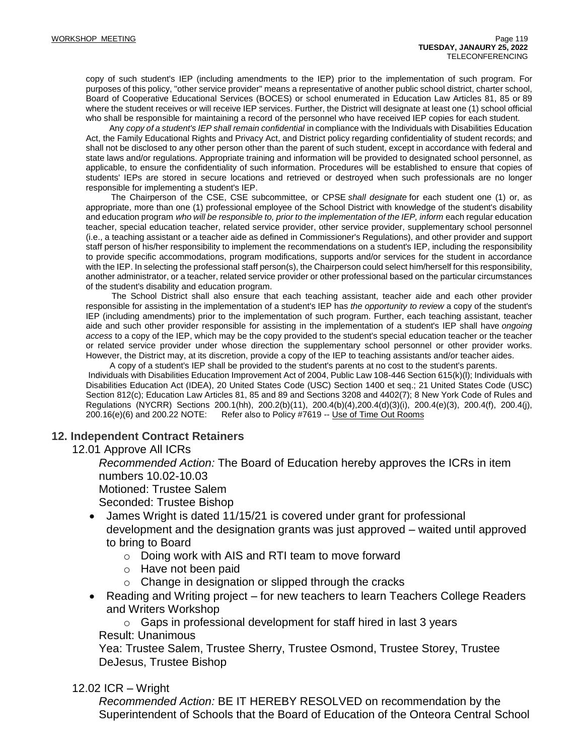copy of such student's IEP (including amendments to the IEP) prior to the implementation of such program. For purposes of this policy, "other service provider" means a representative of another public school district, charter school, Board of Cooperative Educational Services (BOCES) or school enumerated in Education Law Articles 81, 85 or 89 where the student receives or will receive IEP services. Further, the District will designate at least one (1) school official who shall be responsible for maintaining a record of the personnel who have received IEP copies for each student.

Any *copy of a student's IEP shall remain confidential* in compliance with the Individuals with Disabilities Education Act, the Family Educational Rights and Privacy Act, and District policy regarding confidentiality of student records; and shall not be disclosed to any other person other than the parent of such student, except in accordance with federal and state laws and/or regulations. Appropriate training and information will be provided to designated school personnel, as applicable, to ensure the confidentiality of such information. Procedures will be established to ensure that copies of students' IEPs are stored in secure locations and retrieved or destroyed when such professionals are no longer responsible for implementing a student's IEP.

The Chairperson of the CSE, CSE subcommittee, or CPSE *shall designate* for each student one (1) or, as appropriate, more than one (1) professional employee of the School District with knowledge of the student's disability and education program *who will be responsible to, prior to the implementation of the IEP, inform* each regular education teacher, special education teacher, related service provider, other service provider, supplementary school personnel (i.e., a teaching assistant or a teacher aide as defined in Commissioner's Regulations), and other provider and support staff person of his/her responsibility to implement the recommendations on a student's IEP, including the responsibility to provide specific accommodations, program modifications, supports and/or services for the student in accordance with the IEP. In selecting the professional staff person(s), the Chairperson could select him/herself for this responsibility, another administrator, or a teacher, related service provider or other professional based on the particular circumstances of the student's disability and education program.

The School District shall also ensure that each teaching assistant, teacher aide and each other provider responsible for assisting in the implementation of a student's IEP has *the opportunity to review* a copy of the student's IEP (including amendments) prior to the implementation of such program. Further, each teaching assistant, teacher aide and such other provider responsible for assisting in the implementation of a student's IEP shall have *ongoing access* to a copy of the IEP, which may be the copy provided to the student's special education teacher or the teacher or related service provider under whose direction the supplementary school personnel or other provider works. However, the District may, at its discretion, provide a copy of the IEP to teaching assistants and/or teacher aides.

A copy of a student's IEP shall be provided to the student's parents at no cost to the student's parents.

Individuals with Disabilities Education Improvement Act of 2004, Public Law 108-446 Section 615(k)(l); Individuals with Disabilities Education Act (IDEA), 20 United States Code (USC) Section 1400 et seq.; 21 United States Code (USC) Section 812(c); Education Law Articles 81, 85 and 89 and Sections 3208 and 4402(7); 8 New York Code of Rules and Regulations (NYCRR) Sections 200.1(hh), 200.2(b)(11), 200.4(b)(4),200.4(d)(3)(i), 200.4(e)(3), 200.4(f), 200.4(j), 200.16(e)(6) and 200.22 NOTE: Refer also to Policy #7619 -- Use of Time Out Rooms

## 12. Independent Contract Retainers

12.01 Approve All ICRs

*Recommended Action:* The Board of Education hereby approves the ICRs in item numbers 10.02-10.03
Motioned: Trustee Salem
Seconded: Trustee Bishop

- James Wright is dated 11/15/21 is covered under grant for professional development and the designation grants was just approved – waited until approved to bring to Board
    - Doing work with AIS and RTI team to move forward
    - Have not been paid
    - Change in designation or slipped through the cracks
- Reading and Writing project – for new teachers to learn Teachers College Readers and Writers Workshop
    - Gaps in professional development for staff hired in last 3 years

Result: Unanimous
Yea: Trustee Salem, Trustee Sherry, Trustee Osmond, Trustee Storey, Trustee DeJesus, Trustee Bishop

12.02 ICR – Wright

*Recommended Action:* BE IT HEREBY RESOLVED on recommendation by the Superintendent of Schools that the Board of Education of the Onteora Central School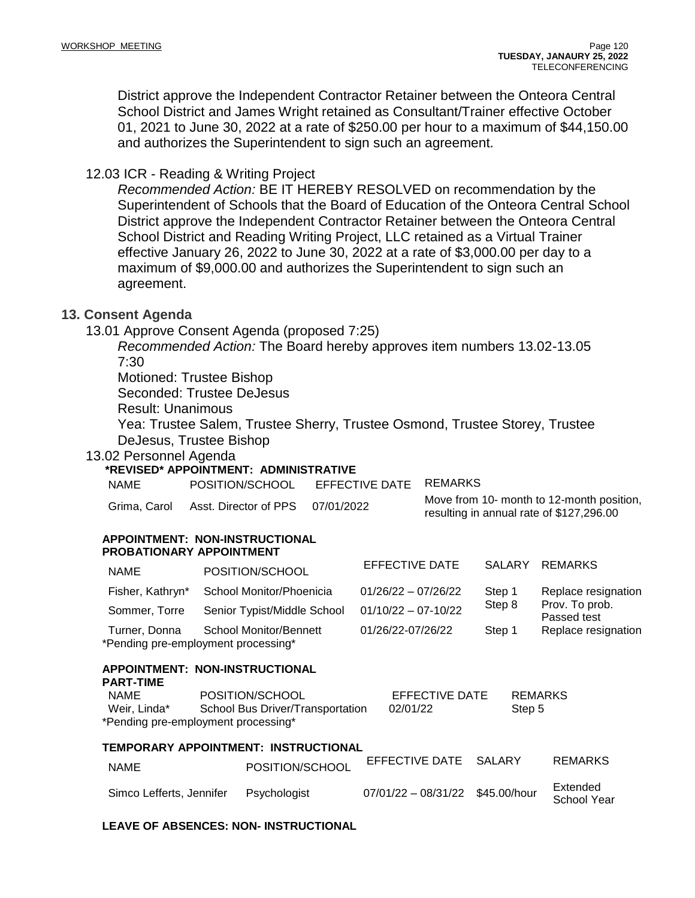District approve the Independent Contractor Retainer between the Onteora Central School District and James Wright retained as Consultant/Trainer effective October 01, 2021 to June 30, 2022 at a rate of $250.00 per hour to a maximum of $44,150.00 and authorizes the Superintendent to sign such an agreement.

12.03 ICR - Reading & Writing Project

*Recommended Action:* BE IT HEREBY RESOLVED on recommendation by the Superintendent of Schools that the Board of Education of the Onteora Central School District approve the Independent Contractor Retainer between the Onteora Central School District and Reading Writing Project, LLC retained as a Virtual Trainer effective January 26, 2022 to June 30, 2022 at a rate of $3,000.00 per day to a maximum of $9,000.00 and authorizes the Superintendent to sign such an agreement.

## 13. Consent Agenda

13.01 Approve Consent Agenda (proposed 7:25)

*Recommended Action:* The Board hereby approves item numbers 13.02-13.05 7:30

Motioned: Trustee Bishop

Seconded: Trustee DeJesus

Result: Unanimous

Yea: Trustee Salem, Trustee Sherry, Trustee Osmond, Trustee Storey, Trustee DeJesus, Trustee Bishop

13.02 Personnel Agenda

**\*REVISED\* APPOINTMENT: ADMINISTRATIVE**

| NAME | POSITION/SCHOOL | EFFECTIVE DATE | REMARKS |
|---|---|---|---|
| Grima, Carol | Asst. Director of PPS | 07/01/2022 | Move from 10- month to 12-month position, resulting in annual rate of $127,296.00 |

**APPOINTMENT: NON-INSTRUCTIONAL PROBATIONARY APPOINTMENT**

| NAME | POSITION/SCHOOL | EFFECTIVE DATE | SALARY | REMARKS |
|---|---|---|---|---|
| Fisher, Kathryn* | School Monitor/Phoenicia | 01/26/22 – 07/26/22 | Step 1 | Replace resignation |
| Sommer, Torre | Senior Typist/Middle School | 01/10/22 – 07-10/22 | Step 8 | Prov. To prob. Passed test |
| Turner, Donna | School Monitor/Bennett | 01/26/22-07/26/22 | Step 1 | Replace resignation |

*Pending pre-employment processing*

**APPOINTMENT: NON-INSTRUCTIONAL PART-TIME**

| NAME | POSITION/SCHOOL | EFFECTIVE DATE | REMARKS |
|---|---|---|---|
| Weir, Linda* | School Bus Driver/Transportation | 02/01/22 | Step 5 |

*Pending pre-employment processing*

**TEMPORARY APPOINTMENT: INSTRUCTIONAL**

| NAME | POSITION/SCHOOL | EFFECTIVE DATE | SALARY | REMARKS |
|---|---|---|---|---|
| Simco Lefferts, Jennifer | Psychologist | 07/01/22 – 08/31/22 | $45.00/hour | Extended School Year |

**LEAVE OF ABSENCES: NON- INSTRUCTIONAL**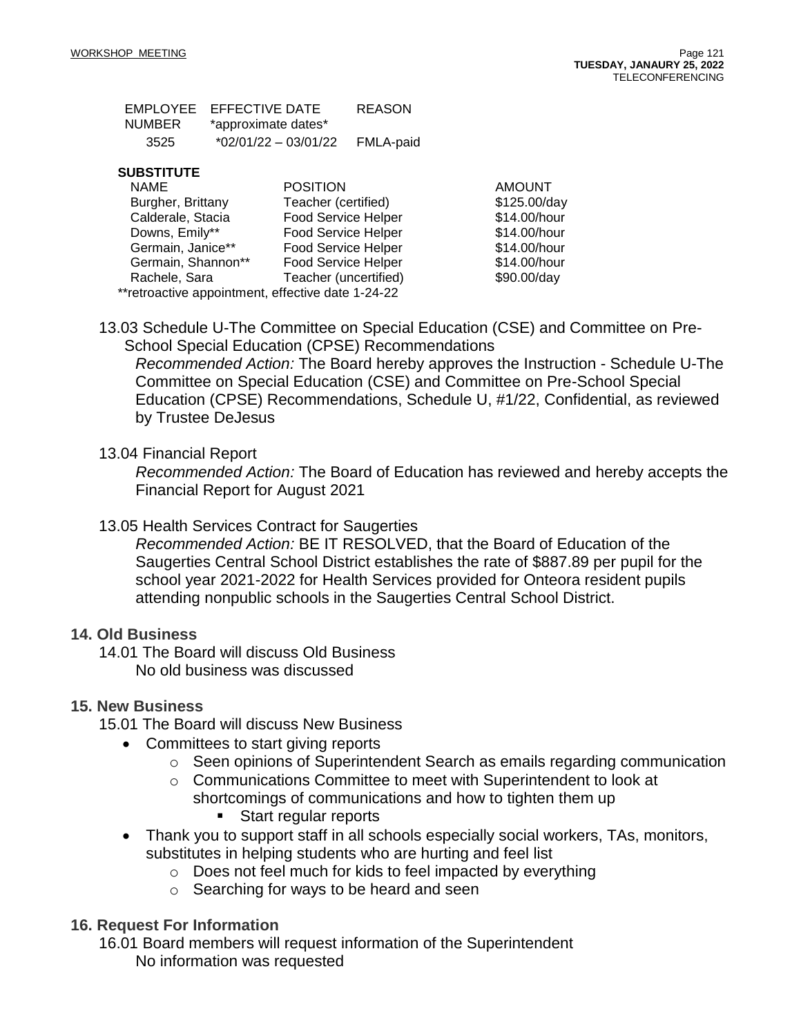| EMPLOYEE NUMBER | EFFECTIVE DATE *approximate dates* | REASON |
|---|---|---|
| 3525 | *02/01/22 – 03/01/22 | FMLA-paid |

**SUBSTITUTE**

| NAME | POSITION | AMOUNT |
|---|---|---|
| Burgher, Brittany | Teacher (certified) | $125.00/day |
| Calderale, Stacia | Food Service Helper | $14.00/hour |
| Downs, Emily** | Food Service Helper | $14.00/hour |
| Germain, Janice** | Food Service Helper | $14.00/hour |
| Germain, Shannon** | Food Service Helper | $14.00/hour |
| Rachele, Sara | Teacher (uncertified) | $90.00/day |

**retroactive appointment, effective date 1-24-22

13.03 Schedule U-The Committee on Special Education (CSE) and Committee on Pre-School Special Education (CPSE) Recommendations

*Recommended Action:* The Board hereby approves the Instruction - Schedule U-The Committee on Special Education (CSE) and Committee on Pre-School Special Education (CPSE) Recommendations, Schedule U, #1/22, Confidential, as reviewed by Trustee DeJesus

13.04 Financial Report

*Recommended Action:* The Board of Education has reviewed and hereby accepts the Financial Report for August 2021

13.05 Health Services Contract for Saugerties

*Recommended Action:* BE IT RESOLVED, that the Board of Education of the Saugerties Central School District establishes the rate of $887.89 per pupil for the school year 2021-2022 for Health Services provided for Onteora resident pupils attending nonpublic schools in the Saugerties Central School District.

## 14. Old Business

14.01 The Board will discuss Old Business

No old business was discussed

## 15. New Business

15.01 The Board will discuss New Business

- Committees to start giving reports
  - Seen opinions of Superintendent Search as emails regarding communication
  - Communications Committee to meet with Superintendent to look at shortcomings of communications and how to tighten them up
    - Start regular reports
- Thank you to support staff in all schools especially social workers, TAs, monitors, substitutes in helping students who are hurting and feel list
  - Does not feel much for kids to feel impacted by everything
  - Searching for ways to be heard and seen

## 16. Request For Information

16.01 Board members will request information of the Superintendent

No information was requested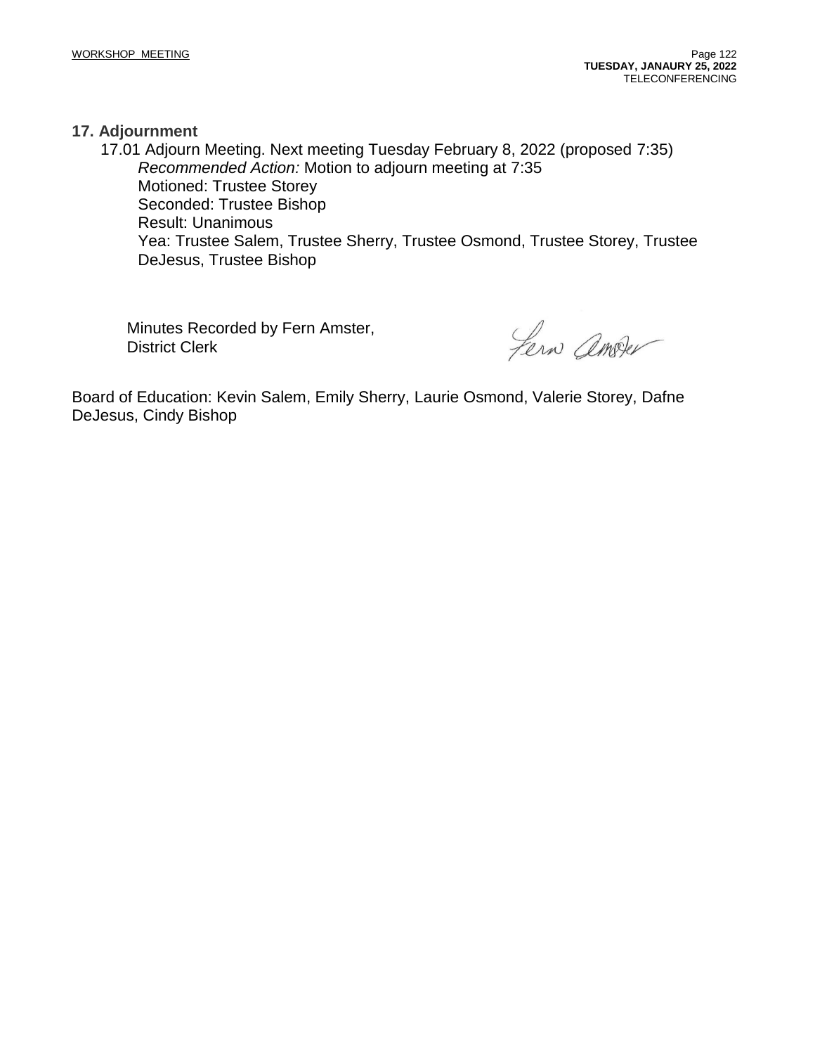## 17. Adjournment

17.01 Adjourn Meeting. Next meeting Tuesday February 8, 2022 (proposed 7:35)

*Recommended Action:* Motion to adjourn meeting at 7:35
Motioned: Trustee Storey
Seconded: Trustee Bishop
Result: Unanimous
Yea: Trustee Salem, Trustee Sherry, Trustee Osmond, Trustee Storey, Trustee DeJesus, Trustee Bishop

Minutes Recorded by Fern Amster,
District Clerk

Fern Amster

Board of Education: Kevin Salem, Emily Sherry, Laurie Osmond, Valerie Storey, Dafne DeJesus, Cindy Bishop